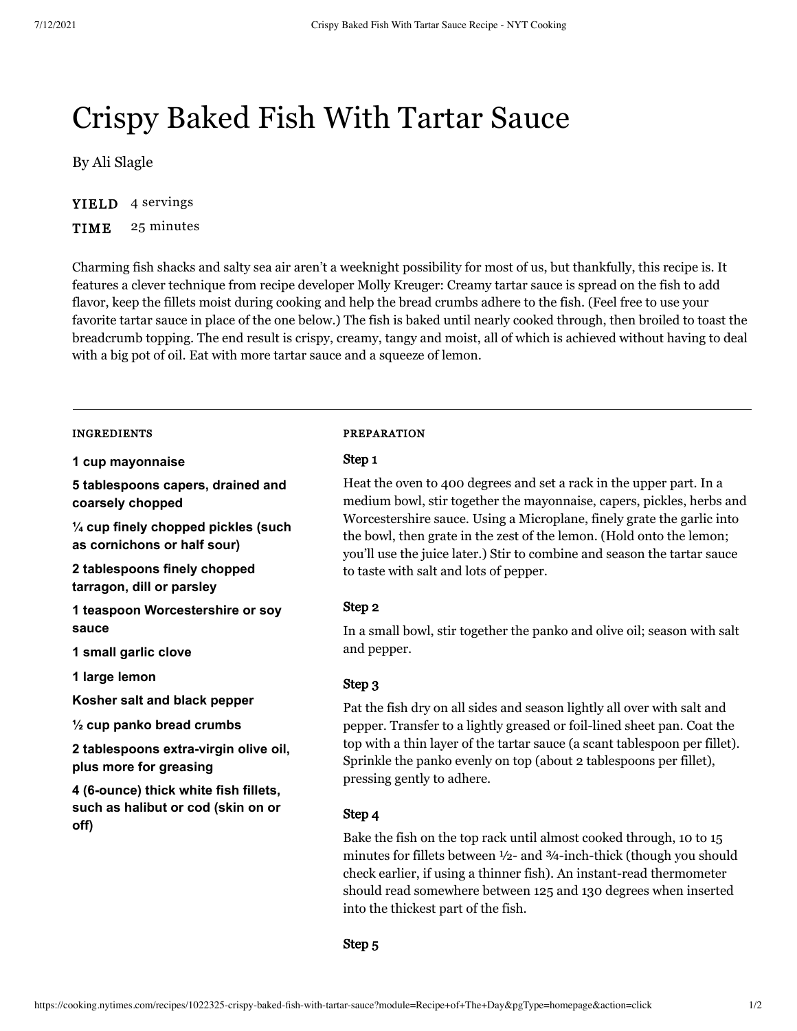# Crispy Baked Fish With Tartar Sauce

By Ali Slagle

**YIELD** 4 servings

**TIME** 25 minutes

Charming fish shacks and salty sea air aren't a weeknight possibility for most of us, but thankfully, this recipe is. It features a clever technique from recipe developer Molly Kreuger: Creamy tartar sauce is spread on the fish to add flavor, keep the fillets moist during cooking and help the bread crumbs adhere to the fish. (Feel free to use your favorite tartar sauce in place of the one below.) The fish is baked until nearly cooked through, then broiled to toast the breadcrumb topping. The end result is crispy, creamy, tangy and moist, all of which is achieved without having to deal with a big pot of oil. Eat with more tartar sauce and a squeeze of lemon.

---

## INGREDIENTS

**1 cup mayonnaise**

**5 tablespoons capers, drained and coarsely chopped**

**¼ cup finely chopped pickles (such as cornichons or half sour)**

**2 tablespoons finely chopped tarragon, dill or parsley**

**1 teaspoon Worcestershire or soy sauce**

**1 small garlic clove**

**1 large lemon**

**Kosher salt and black pepper**

**½ cup panko bread crumbs**

**2 tablespoons extra-virgin olive oil, plus more for greasing**

**4 (6-ounce) thick white fish fillets, such as halibut or cod (skin on or off)**

## PREPARATION

### Step 1

Heat the oven to 400 degrees and set a rack in the upper part. In a medium bowl, stir together the mayonnaise, capers, pickles, herbs and Worcestershire sauce. Using a Microplane, finely grate the garlic into the bowl, then grate in the zest of the lemon. (Hold onto the lemon; you'll use the juice later.) Stir to combine and season the tartar sauce to taste with salt and lots of pepper.

### Step 2

In a small bowl, stir together the panko and olive oil; season with salt and pepper.

### Step 3

Pat the fish dry on all sides and season lightly all over with salt and pepper. Transfer to a lightly greased or foil-lined sheet pan. Coat the top with a thin layer of the tartar sauce (a scant tablespoon per fillet). Sprinkle the panko evenly on top (about 2 tablespoons per fillet), pressing gently to adhere.

### Step 4

Bake the fish on the top rack until almost cooked through, 10 to 15 minutes for fillets between ½- and ¾-inch-thick (though you should check earlier, if using a thinner fish). An instant-read thermometer should read somewhere between 125 and 130 degrees when inserted into the thickest part of the fish.

### Step 5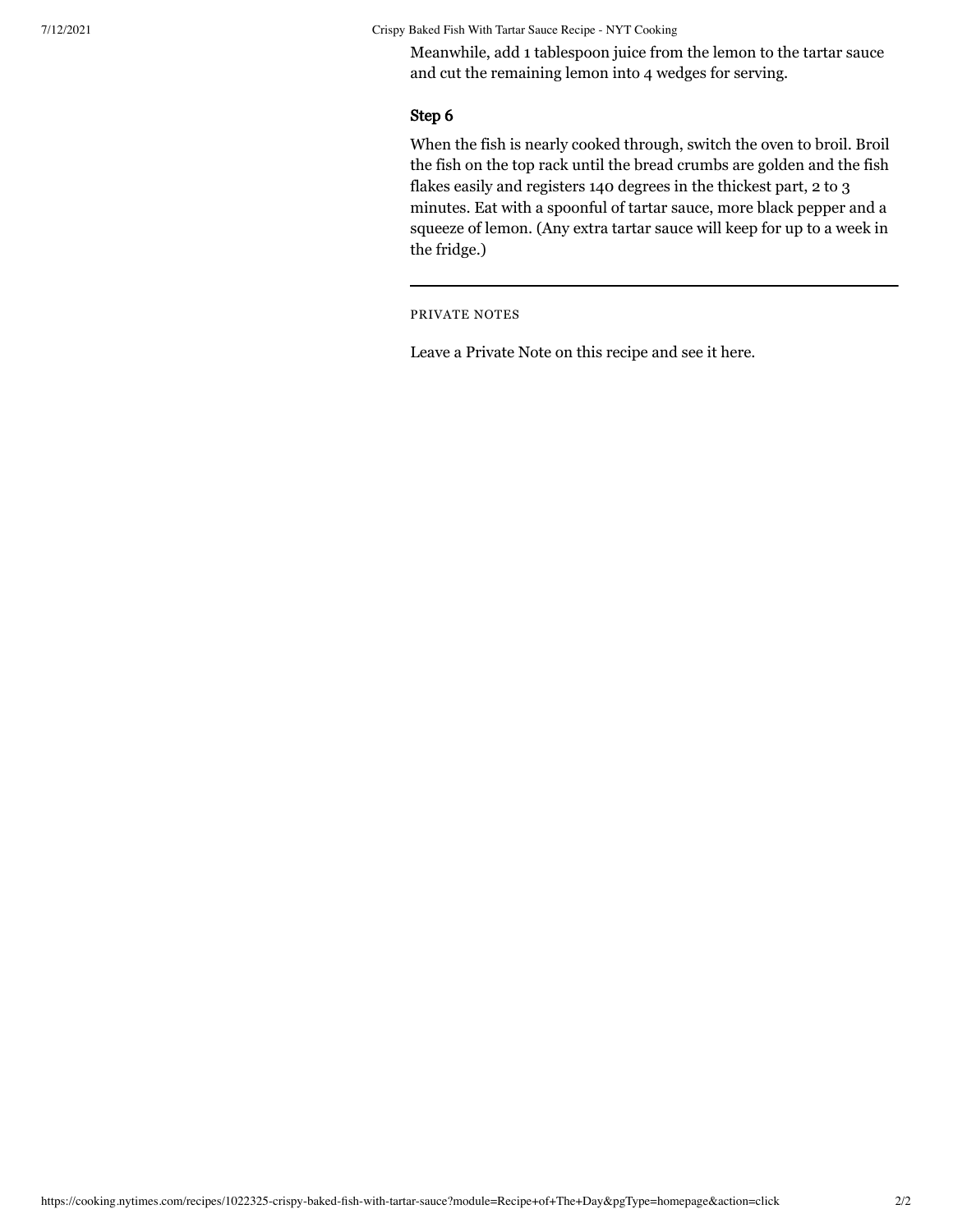Meanwhile, add 1 tablespoon juice from the lemon to the tartar sauce and cut the remaining lemon into 4 wedges for serving.

### Step 6

When the fish is nearly cooked through, switch the oven to broil. Broil the fish on the top rack until the bread crumbs are golden and the fish flakes easily and registers 140 degrees in the thickest part, 2 to 3 minutes. Eat with a spoonful of tartar sauce, more black pepper and a squeeze of lemon. (Any extra tartar sauce will keep for up to a week in the fridge.)

---

PRIVATE NOTES

Leave a Private Note on this recipe and see it here.